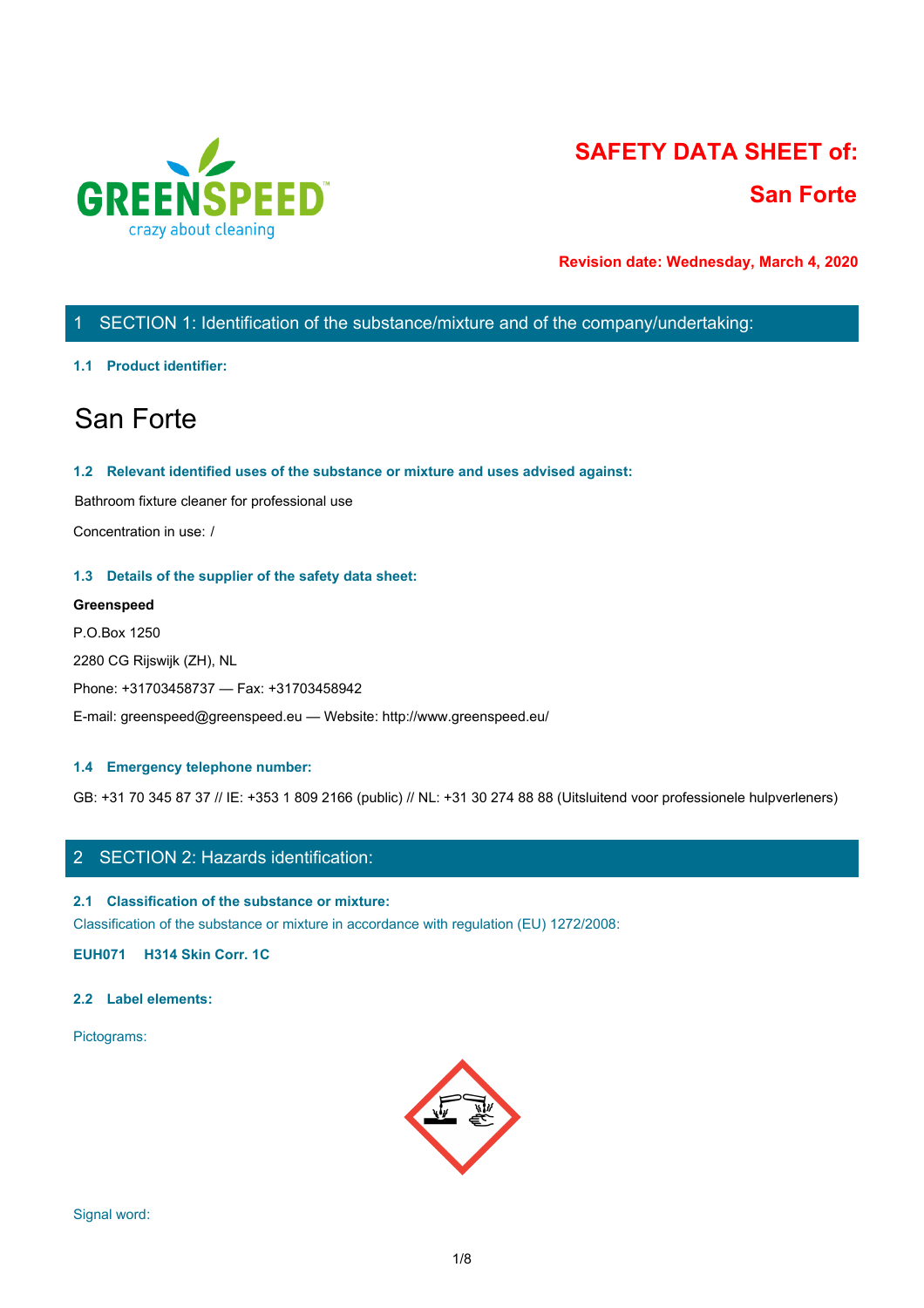GREENSPEED
crazy about cleaning

# SAFETY DATA SHEET of:
# San Forte

**Revision date: Wednesday, March 4, 2020**

## 1 SECTION 1: Identification of the substance/mixture and of the company/undertaking:

### 1.1 Product identifier:

# San Forte

### 1.2 Relevant identified uses of the substance or mixture and uses advised against:

Bathroom fixture cleaner for professional use

Concentration in use: /

### 1.3 Details of the supplier of the safety data sheet:

**Greenspeed**

P.O.Box 1250

2280 CG Rijswijk (ZH), NL

Phone: +31703458737 — Fax: +31703458942

E-mail: greenspeed@greenspeed.eu — Website: http://www.greenspeed.eu/

### 1.4 Emergency telephone number:

GB: +31 70 345 87 37 // IE: +353 1 809 2166 (public) // NL: +31 30 274 88 88 (Uitsluitend voor professionele hulpverleners)

## 2 SECTION 2: Hazards identification:

### 2.1 Classification of the substance or mixture:

Classification of the substance or mixture in accordance with regulation (EU) 1272/2008:

**EUH071 H314 Skin Corr. 1C**

### 2.2 Label elements:

Pictograms:

Signal word: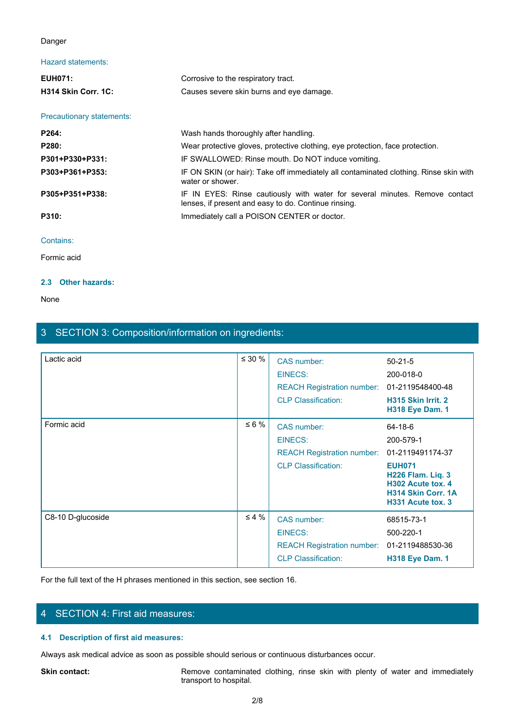Danger

Hazard statements:

| | |
|---|---|
| **EUH071:** | Corrosive to the respiratory tract. |
| **H314 Skin Corr. 1C:** | Causes severe skin burns and eye damage. |

Precautionary statements:

| | |
|---|---|
| **P264:** | Wash hands thoroughly after handling. |
| **P280:** | Wear protective gloves, protective clothing, eye protection, face protection. |
| **P301+P330+P331:** | IF SWALLOWED: Rinse mouth. Do NOT induce vomiting. |
| **P303+P361+P353:** | IF ON SKIN (or hair): Take off immediately all contaminated clothing. Rinse skin with water or shower. |
| **P305+P351+P338:** | IF IN EYES: Rinse cautiously with water for several minutes. Remove contact lenses, if present and easy to do. Continue rinsing. |
| **P310:** | Immediately call a POISON CENTER or doctor. |

Contains:

Formic acid

### 2.3 Other hazards:

None

## 3 SECTION 3: Composition/information on ingredients:

| Ingredient | Concentration | | |
|---|---|---|---|
| Lactic acid | ≤ 30 % | CAS number: | 50-21-5 |
| | | EINECS: | 200-018-0 |
| | | REACH Registration number: | 01-2119548400-48 |
| | | CLP Classification: | **H315 Skin Irrit. 2**<br>**H318 Eye Dam. 1** |
| Formic acid | ≤ 6 % | CAS number: | 64-18-6 |
| | | EINECS: | 200-579-1 |
| | | REACH Registration number: | 01-2119491174-37 |
| | | CLP Classification: | **EUH071**<br>**H226 Flam. Liq. 3**<br>**H302 Acute tox. 4**<br>**H314 Skin Corr. 1A**<br>**H331 Acute tox. 3** |
| C8-10 D-glucoside | ≤ 4 % | CAS number: | 68515-73-1 |
| | | EINECS: | 500-220-1 |
| | | REACH Registration number: | 01-2119488530-36 |
| | | CLP Classification: | **H318 Eye Dam. 1** |

For the full text of the H phrases mentioned in this section, see section 16.

## 4 SECTION 4: First aid measures:

### 4.1 Description of first aid measures:

Always ask medical advice as soon as possible should serious or continuous disturbances occur.

**Skin contact:** Remove contaminated clothing, rinse skin with plenty of water and immediately transport to hospital.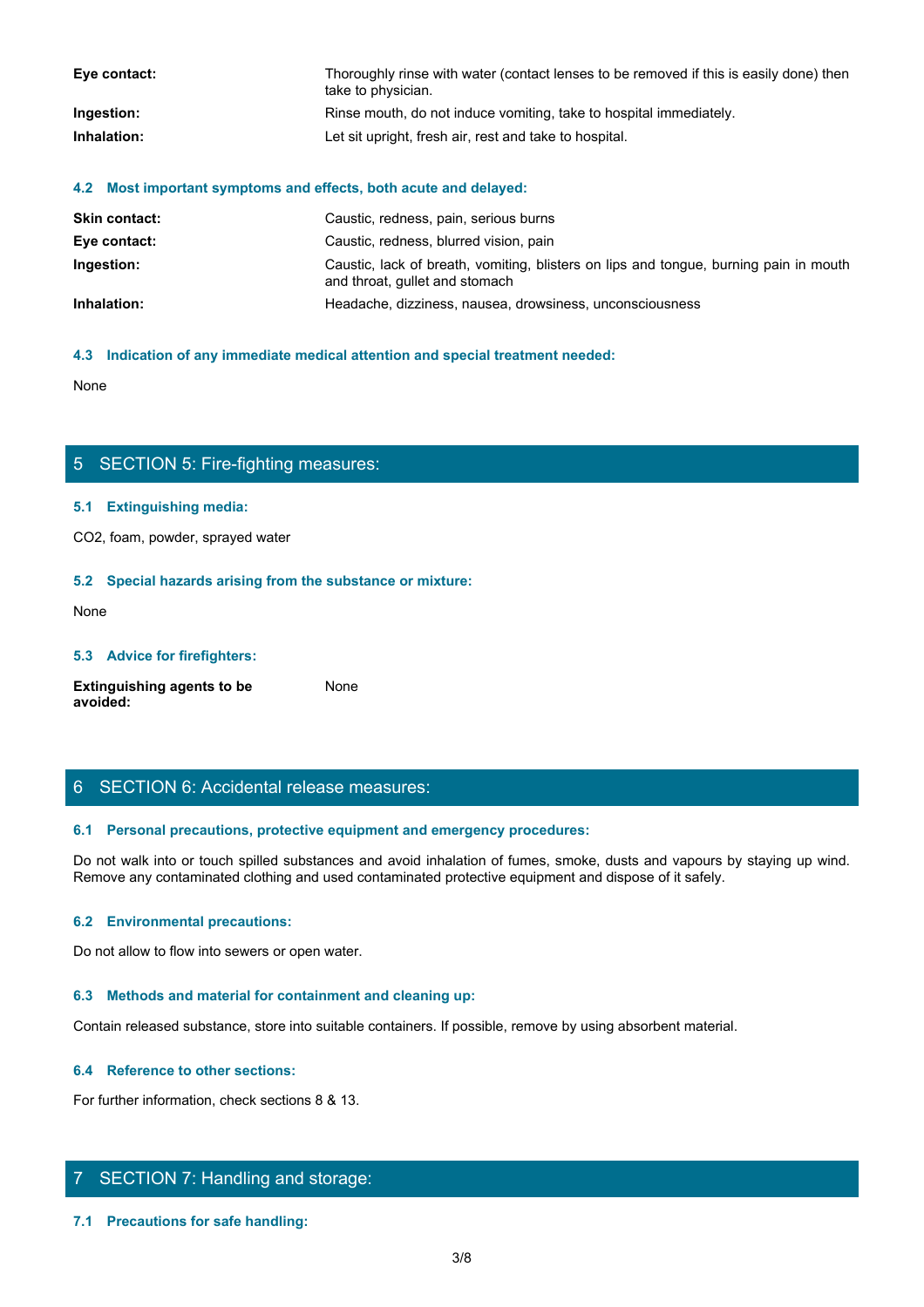| | |
|---|---|
| **Eye contact:** | Thoroughly rinse with water (contact lenses to be removed if this is easily done) then take to physician. |
| **Ingestion:** | Rinse mouth, do not induce vomiting, take to hospital immediately. |
| **Inhalation:** | Let sit upright, fresh air, rest and take to hospital. |

### 4.2 Most important symptoms and effects, both acute and delayed:

| | |
|---|---|
| **Skin contact:** | Caustic, redness, pain, serious burns |
| **Eye contact:** | Caustic, redness, blurred vision, pain |
| **Ingestion:** | Caustic, lack of breath, vomiting, blisters on lips and tongue, burning pain in mouth and throat, gullet and stomach |
| **Inhalation:** | Headache, dizziness, nausea, drowsiness, unconsciousness |

### 4.3 Indication of any immediate medical attention and special treatment needed:

None

## 5 SECTION 5: Fire-fighting measures:

### 5.1 Extinguishing media:

$CO_2$, foam, powder, sprayed water

### 5.2 Special hazards arising from the substance or mixture:

None

### 5.3 Advice for firefighters:

| | |
|---|---|
| **Extinguishing agents to be avoided:** | None |

## 6 SECTION 6: Accidental release measures:

### 6.1 Personal precautions, protective equipment and emergency procedures:

Do not walk into or touch spilled substances and avoid inhalation of fumes, smoke, dusts and vapours by staying up wind. Remove any contaminated clothing and used contaminated protective equipment and dispose of it safely.

### 6.2 Environmental precautions:

Do not allow to flow into sewers or open water.

### 6.3 Methods and material for containment and cleaning up:

Contain released substance, store into suitable containers. If possible, remove by using absorbent material.

### 6.4 Reference to other sections:

For further information, check sections 8 & 13.

## 7 SECTION 7: Handling and storage:

### 7.1 Precautions for safe handling: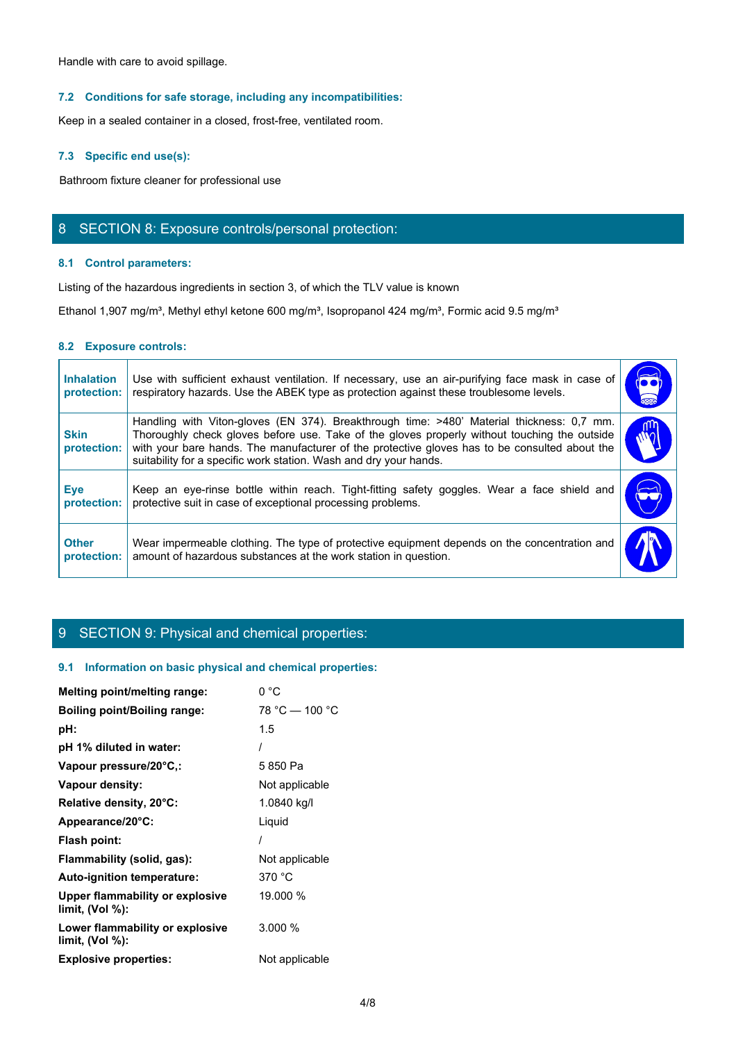Handle with care to avoid spillage.

### 7.2 Conditions for safe storage, including any incompatibilities:

Keep in a sealed container in a closed, frost-free, ventilated room.

### 7.3 Specific end use(s):

Bathroom fixture cleaner for professional use

## 8 SECTION 8: Exposure controls/personal protection:

### 8.1 Control parameters:

Listing of the hazardous ingredients in section 3, of which the TLV value is known

Ethanol 1,907 mg/m³, Methyl ethyl ketone 600 mg/m³, Isopropanol 424 mg/m³, Formic acid 9.5 mg/m³

### 8.2 Exposure controls:

| | |
|---|---|
| **Inhalation protection:** | Use with sufficient exhaust ventilation. If necessary, use an air-purifying face mask in case of respiratory hazards. Use the ABEK type as protection against these troublesome levels. |
| **Skin protection:** | Handling with Viton-gloves (EN 374). Breakthrough time: >480' Material thickness: 0,7 mm. Thoroughly check gloves before use. Take of the gloves properly without touching the outside with your bare hands. The manufacturer of the protective gloves has to be consulted about the suitability for a specific work station. Wash and dry your hands. |
| **Eye protection:** | Keep an eye-rinse bottle within reach. Tight-fitting safety goggles. Wear a face shield and protective suit in case of exceptional processing problems. |
| **Other protection:** | Wear impermeable clothing. The type of protective equipment depends on the concentration and amount of hazardous substances at the work station in question. |

## 9 SECTION 9: Physical and chemical properties:

### 9.1 Information on basic physical and chemical properties:

| | |
|---|---|
| **Melting point/melting range:** | 0 °C |
| **Boiling point/Boiling range:** | 78 °C — 100 °C |
| **pH:** | 1.5 |
| **pH 1% diluted in water:** | / |
| **Vapour pressure/20°C,:** | 5 850 Pa |
| **Vapour density:** | Not applicable |
| **Relative density, 20°C:** | 1.0840 kg/l |
| **Appearance/20°C:** | Liquid |
| **Flash point:** | / |
| **Flammability (solid, gas):** | Not applicable |
| **Auto-ignition temperature:** | 370 °C |
| **Upper flammability or explosive limit, (Vol %):** | 19.000 % |
| **Lower flammability or explosive limit, (Vol %):** | 3.000 % |
| **Explosive properties:** | Not applicable |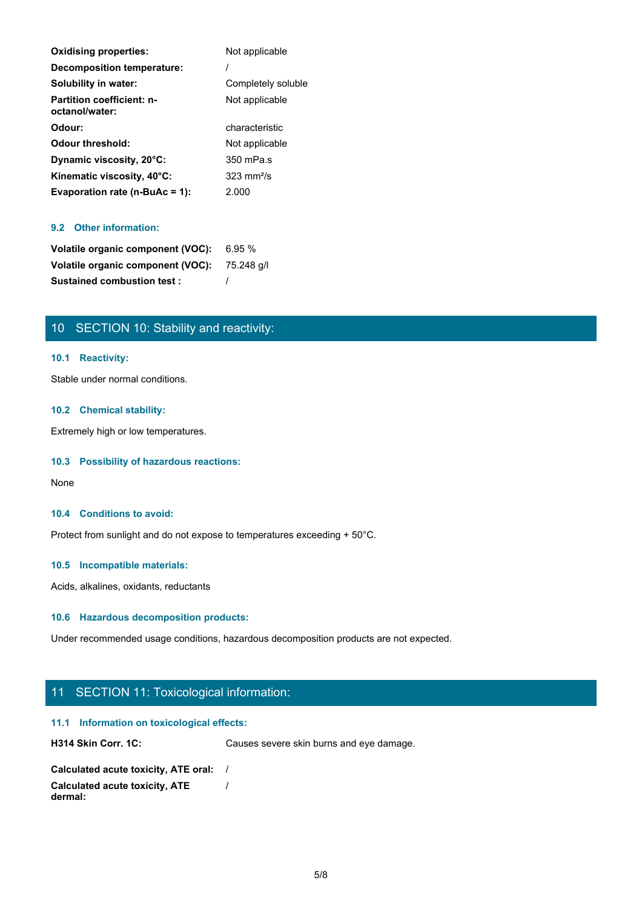| | |
|---|---|
| **Oxidising properties:** | Not applicable |
| **Decomposition temperature:** | / |
| **Solubility in water:** | Completely soluble |
| **Partition coefficient: n-octanol/water:** | Not applicable |
| **Odour:** | characteristic |
| **Odour threshold:** | Not applicable |
| **Dynamic viscosity, 20°C:** | 350 mPa.s |
| **Kinematic viscosity, 40°C:** | 323 mm²/s |
| **Evaporation rate (n-BuAc = 1):** | 2.000 |

### 9.2 Other information:

| | |
|---|---|
| **Volatile organic component (VOC):** | 6.95 % |
| **Volatile organic component (VOC):** | 75.248 g/l |
| **Sustained combustion test :** | / |

## 10 SECTION 10: Stability and reactivity:

### 10.1 Reactivity:

Stable under normal conditions.

### 10.2 Chemical stability:

Extremely high or low temperatures.

### 10.3 Possibility of hazardous reactions:

None

### 10.4 Conditions to avoid:

Protect from sunlight and do not expose to temperatures exceeding + 50°C.

### 10.5 Incompatible materials:

Acids, alkalines, oxidants, reductants

### 10.6 Hazardous decomposition products:

Under recommended usage conditions, hazardous decomposition products are not expected.

## 11 SECTION 11: Toxicological information:

### 11.1 Information on toxicological effects:

| | |
|---|---|
| **H314 Skin Corr. 1C:** | Causes severe skin burns and eye damage. |

| | |
|---|---|
| **Calculated acute toxicity, ATE oral:** | / |
| **Calculated acute toxicity, ATE dermal:** | / |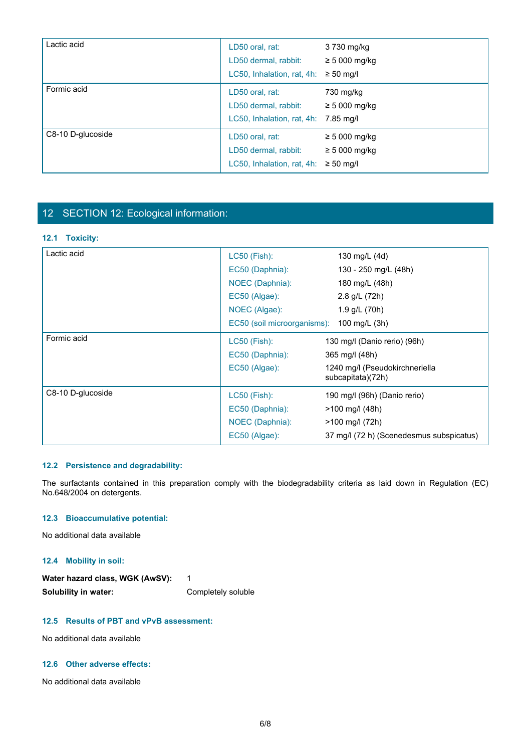| | | |
|---|---|---|
| Lactic acid | LD50 oral, rat: | 3 730 mg/kg |
| | LD50 dermal, rabbit: | ≥ 5 000 mg/kg |
| | LC50, Inhalation, rat, 4h: | ≥ 50 mg/l |
| Formic acid | LD50 oral, rat: | 730 mg/kg |
| | LD50 dermal, rabbit: | ≥ 5 000 mg/kg |
| | LC50, Inhalation, rat, 4h: | 7.85 mg/l |
| C8-10 D-glucoside | LD50 oral, rat: | ≥ 5 000 mg/kg |
| | LD50 dermal, rabbit: | ≥ 5 000 mg/kg |
| | LC50, Inhalation, rat, 4h: | ≥ 50 mg/l |

## 12 SECTION 12: Ecological information:

### 12.1 Toxicity:

| | | |
|---|---|---|
| Lactic acid | LC50 (Fish): | 130 mg/L (4d) |
| | EC50 (Daphnia): | 130 - 250 mg/L (48h) |
| | NOEC (Daphnia): | 180 mg/L (48h) |
| | EC50 (Algae): | 2.8 g/L (72h) |
| | NOEC (Algae): | 1.9 g/L (70h) |
| | EC50 (soil microorganisms): | 100 mg/L (3h) |
| Formic acid | LC50 (Fish): | 130 mg/l (Danio rerio) (96h) |
| | EC50 (Daphnia): | 365 mg/l (48h) |
| | EC50 (Algae): | 1240 mg/l (Pseudokirchneriella subcapitata)(72h) |
| C8-10 D-glucoside | LC50 (Fish): | 190 mg/l (96h) (Danio rerio) |
| | EC50 (Daphnia): | >100 mg/l (48h) |
| | NOEC (Daphnia): | >100 mg/l (72h) |
| | EC50 (Algae): | 37 mg/l (72 h) (Scenedesmus subspicatus) |

### 12.2 Persistence and degradability:

The surfactants contained in this preparation comply with the biodegradability criteria as laid down in Regulation (EC) No.648/2004 on detergents.

### 12.3 Bioaccumulative potential:

No additional data available

### 12.4 Mobility in soil:

**Water hazard class, WGK (AwSV):** 1

**Solubility in water:** Completely soluble

### 12.5 Results of PBT and vPvB assessment:

No additional data available

### 12.6 Other adverse effects:

No additional data available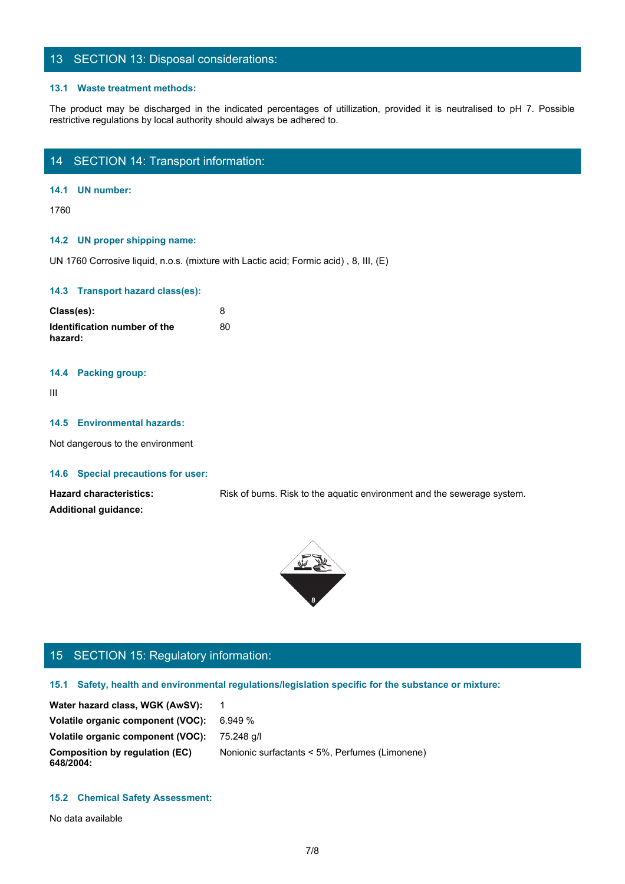## 13 SECTION 13: Disposal considerations:

### 13.1 Waste treatment methods:

The product may be discharged in the indicated percentages of utillization, provided it is neutralised to pH 7. Possible restrictive regulations by local authority should always be adhered to.

## 14 SECTION 14: Transport information:

### 14.1 UN number:

1760

### 14.2 UN proper shipping name:

UN 1760 Corrosive liquid, n.o.s. (mixture with Lactic acid; Formic acid) , 8, III, (E)

### 14.3 Transport hazard class(es):

| | |
|---|---|
| **Class(es):** | 8 |
| **Identification number of the hazard:** | 80 |

### 14.4 Packing group:

III

### 14.5 Environmental hazards:

Not dangerous to the environment

### 14.6 Special precautions for user:

| | |
|---|---|
| **Hazard characteristics:** | Risk of burns. Risk to the aquatic environment and the sewerage system. |
| **Additional guidance:** | |

## 15 SECTION 15: Regulatory information:

### 15.1 Safety, health and environmental regulations/legislation specific for the substance or mixture:

| | |
|---|---|
| **Water hazard class, WGK (AwSV):** | 1 |
| **Volatile organic component (VOC):** | 6.949 % |
| **Volatile organic component (VOC):** | 75.248 g/l |
| **Composition by regulation (EC) 648/2004:** | Nonionic surfactants < 5%, Perfumes (Limonene) |

### 15.2 Chemical Safety Assessment:

No data available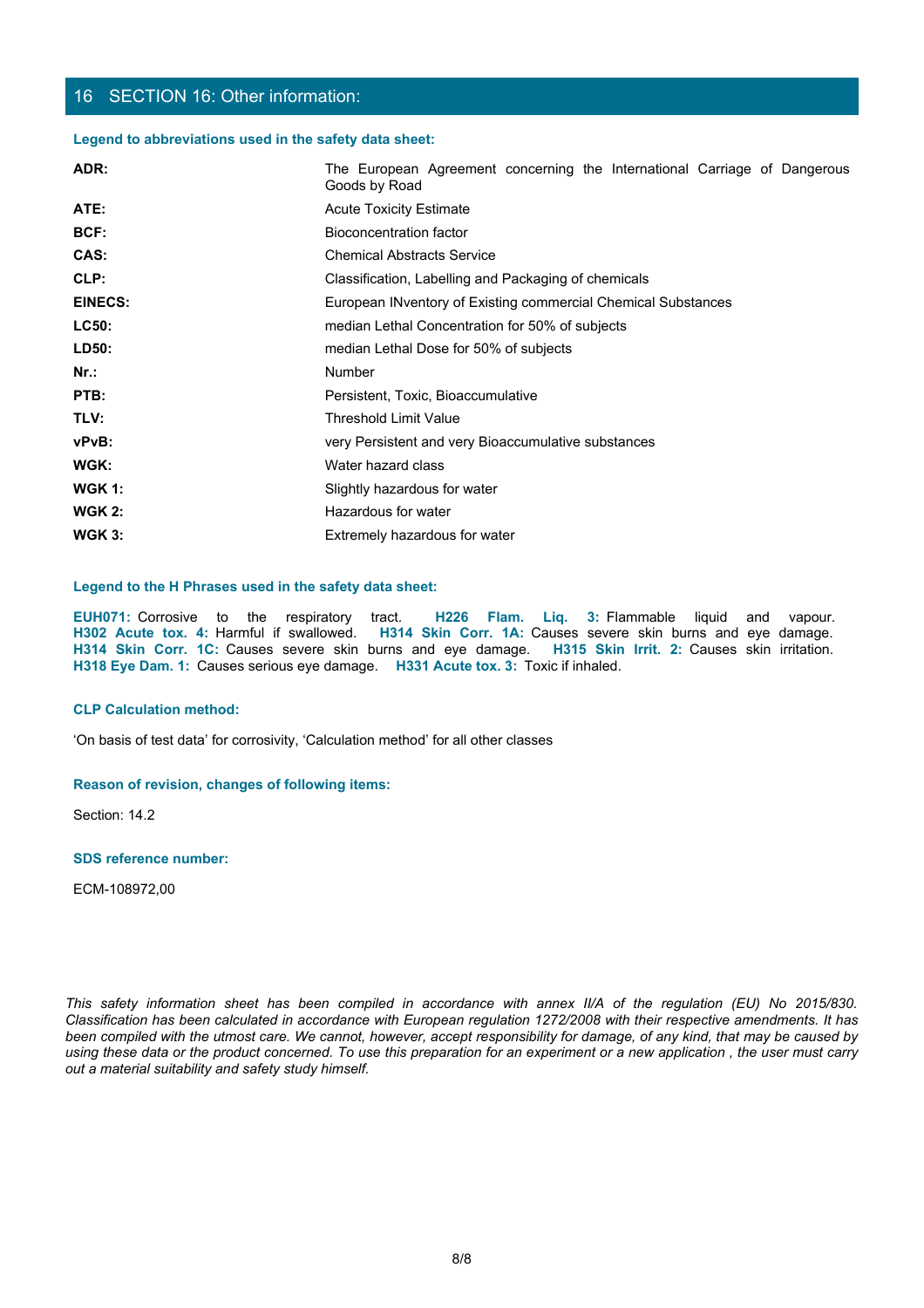## 16 SECTION 16: Other information:

### Legend to abbreviations used in the safety data sheet:

| | |
|---|---|
| **ADR:** | The European Agreement concerning the International Carriage of Dangerous Goods by Road |
| **ATE:** | Acute Toxicity Estimate |
| **BCF:** | Bioconcentration factor |
| **CAS:** | Chemical Abstracts Service |
| **CLP:** | Classification, Labelling and Packaging of chemicals |
| **EINECS:** | European INventory of Existing commercial Chemical Substances |
| **LC50:** | median Lethal Concentration for 50% of subjects |
| **LD50:** | median Lethal Dose for 50% of subjects |
| **Nr.:** | Number |
| **PTB:** | Persistent, Toxic, Bioaccumulative |
| **TLV:** | Threshold Limit Value |
| **vPvB:** | very Persistent and very Bioaccumulative substances |
| **WGK:** | Water hazard class |
| **WGK 1:** | Slightly hazardous for water |
| **WGK 2:** | Hazardous for water |
| **WGK 3:** | Extremely hazardous for water |

### Legend to the H Phrases used in the safety data sheet:

**EUH071:** Corrosive to the respiratory tract. **H226 Flam. Liq. 3:** Flammable liquid and vapour. **H302 Acute tox. 4:** Harmful if swallowed. **H314 Skin Corr. 1A:** Causes severe skin burns and eye damage. **H314 Skin Corr. 1C:** Causes severe skin burns and eye damage. **H315 Skin Irrit. 2:** Causes skin irritation. **H318 Eye Dam. 1:** Causes serious eye damage. **H331 Acute tox. 3:** Toxic if inhaled.

### CLP Calculation method:

'On basis of test data' for corrosivity, 'Calculation method' for all other classes

### Reason of revision, changes of following items:

Section: 14.2

### SDS reference number:

ECM-108972,00

*This safety information sheet has been compiled in accordance with annex II/A of the regulation (EU) No 2015/830. Classification has been calculated in accordance with European regulation 1272/2008 with their respective amendments. It has been compiled with the utmost care. We cannot, however, accept responsibility for damage, of any kind, that may be caused by using these data or the product concerned. To use this preparation for an experiment or a new application , the user must carry out a material suitability and safety study himself.*